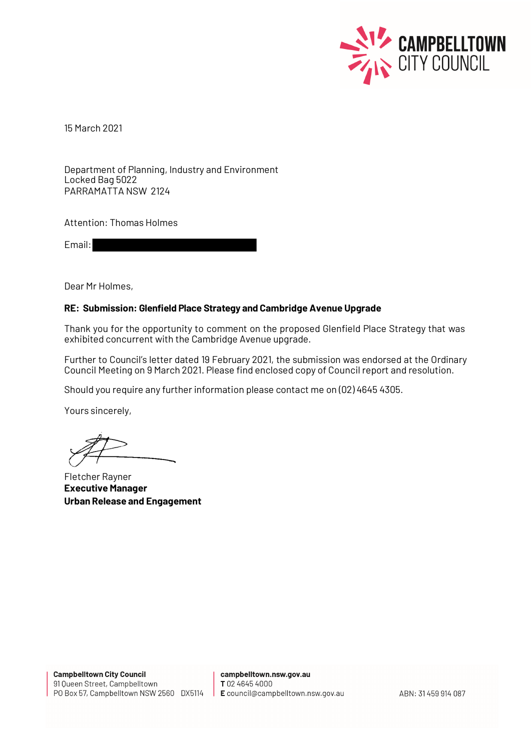CAMPBELLTOWN CITY COUNCIL

15 March 2021

Department of Planning, Industry and Environment
Locked Bag 5022
PARRAMATTA NSW 2124

Attention: Thomas Holmes

Email:

Dear Mr Holmes,

**RE: Submission: Glenfield Place Strategy and Cambridge Avenue Upgrade**

Thank you for the opportunity to comment on the proposed Glenfield Place Strategy that was exhibited concurrent with the Cambridge Avenue upgrade.

Further to Council's letter dated 19 February 2021, the submission was endorsed at the Ordinary Council Meeting on 9 March 2021. Please find enclosed copy of Council report and resolution.

Should you require any further information please contact me on (02) 4645 4305.

Yours sincerely,

Fletcher Rayner
**Executive Manager**
**Urban Release and Engagement**

**Campbelltown City Council**
91 Queen Street, Campbelltown
PO Box 57, Campbelltown NSW 2560 DX5114

**campbelltown.nsw.gov.au**
**T** 02 4645 4000
**E** council@campbelltown.nsw.gov.au

ABN: 31 459 914 087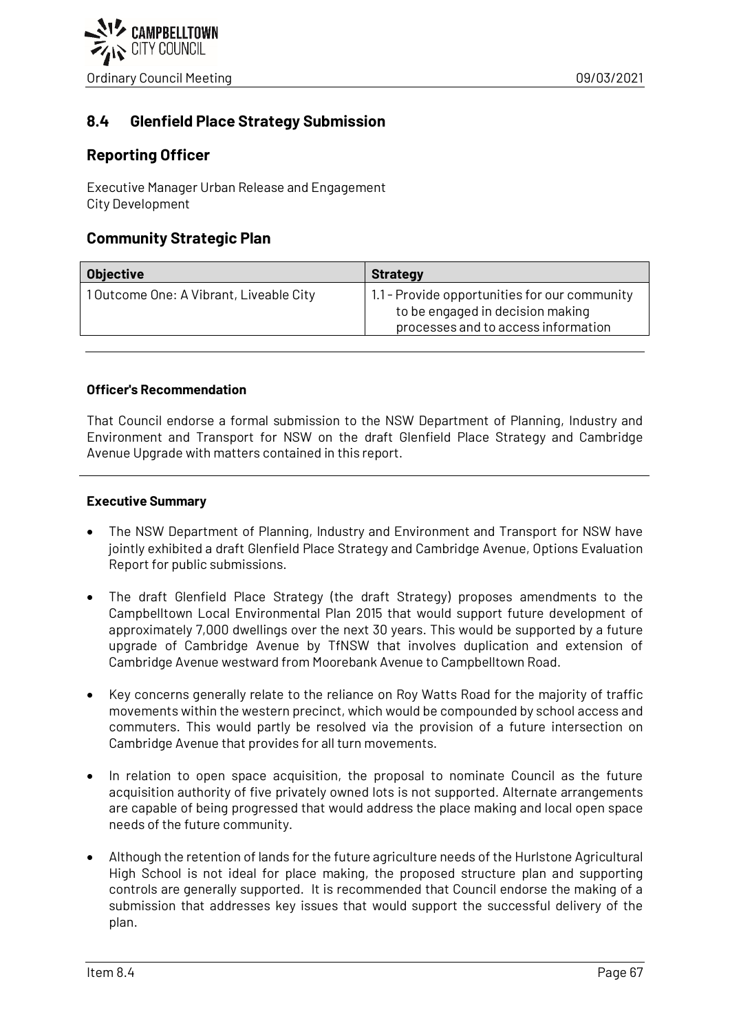## 8.4 Glenfield Place Strategy Submission

## Reporting Officer

Executive Manager Urban Release and Engagement
City Development

## Community Strategic Plan

| Objective | Strategy |
|---|---|
| 1 Outcome One: A Vibrant, Liveable City | 1.1 - Provide opportunities for our community to be engaged in decision making processes and to access information |

**Officer's Recommendation**

That Council endorse a formal submission to the NSW Department of Planning, Industry and Environment and Transport for NSW on the draft Glenfield Place Strategy and Cambridge Avenue Upgrade with matters contained in this report.

**Executive Summary**

- The NSW Department of Planning, Industry and Environment and Transport for NSW have jointly exhibited a draft Glenfield Place Strategy and Cambridge Avenue, Options Evaluation Report for public submissions.
- The draft Glenfield Place Strategy (the draft Strategy) proposes amendments to the Campbelltown Local Environmental Plan 2015 that would support future development of approximately 7,000 dwellings over the next 30 years. This would be supported by a future upgrade of Cambridge Avenue by TfNSW that involves duplication and extension of Cambridge Avenue westward from Moorebank Avenue to Campbelltown Road.
- Key concerns generally relate to the reliance on Roy Watts Road for the majority of traffic movements within the western precinct, which would be compounded by school access and commuters. This would partly be resolved via the provision of a future intersection on Cambridge Avenue that provides for all turn movements.
- In relation to open space acquisition, the proposal to nominate Council as the future acquisition authority of five privately owned lots is not supported. Alternate arrangements are capable of being progressed that would address the place making and local open space needs of the future community.
- Although the retention of lands for the future agriculture needs of the Hurlstone Agricultural High School is not ideal for place making, the proposed structure plan and supporting controls are generally supported. It is recommended that Council endorse the making of a submission that addresses key issues that would support the successful delivery of the plan.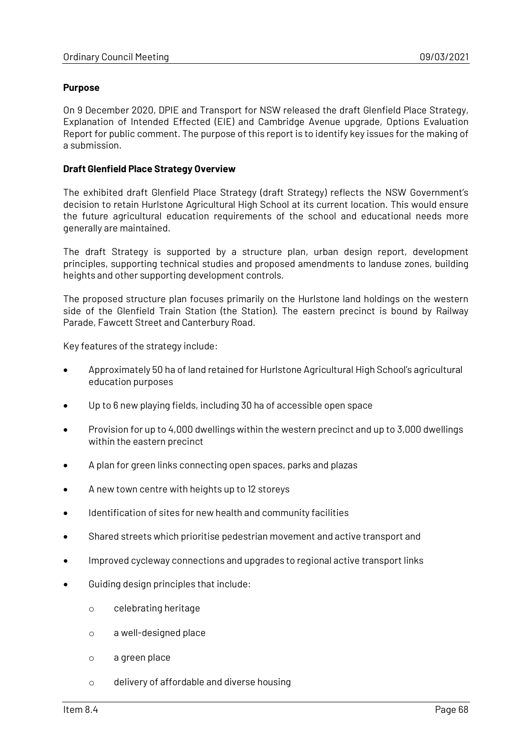**Purpose**

On 9 December 2020, DPIE and Transport for NSW released the draft Glenfield Place Strategy, Explanation of Intended Effected (EIE) and Cambridge Avenue upgrade, Options Evaluation Report for public comment. The purpose of this report is to identify key issues for the making of a submission.

**Draft Glenfield Place Strategy Overview**

The exhibited draft Glenfield Place Strategy (draft Strategy) reflects the NSW Government's decision to retain Hurlstone Agricultural High School at its current location. This would ensure the future agricultural education requirements of the school and educational needs more generally are maintained.

The draft Strategy is supported by a structure plan, urban design report, development principles, supporting technical studies and proposed amendments to landuse zones, building heights and other supporting development controls.

The proposed structure plan focuses primarily on the Hurlstone land holdings on the western side of the Glenfield Train Station (the Station). The eastern precinct is bound by Railway Parade, Fawcett Street and Canterbury Road.

Key features of the strategy include:

- Approximately 50 ha of land retained for Hurlstone Agricultural High School's agricultural education purposes
- Up to 6 new playing fields, including 30 ha of accessible open space
- Provision for up to 4,000 dwellings within the western precinct and up to 3,000 dwellings within the eastern precinct
- A plan for green links connecting open spaces, parks and plazas
- A new town centre with heights up to 12 storeys
- Identification of sites for new health and community facilities
- Shared streets which prioritise pedestrian movement and active transport and
- Improved cycleway connections and upgrades to regional active transport links
- Guiding design principles that include:
  - celebrating heritage
  - a well-designed place
  - a green place
  - delivery of affordable and diverse housing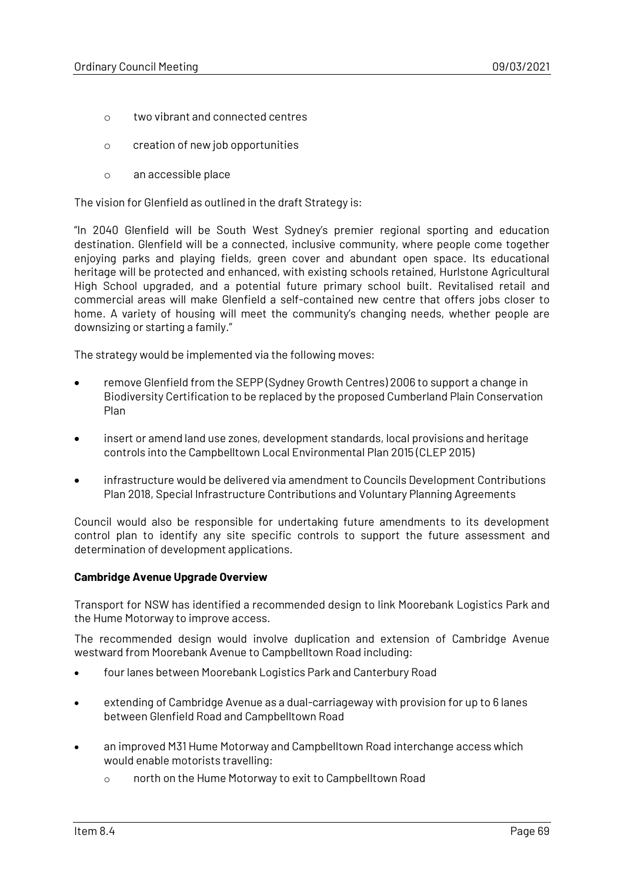- two vibrant and connected centres
  - creation of new job opportunities
  - an accessible place

The vision for Glenfield as outlined in the draft Strategy is:

"In 2040 Glenfield will be South West Sydney's premier regional sporting and education destination. Glenfield will be a connected, inclusive community, where people come together enjoying parks and playing fields, green cover and abundant open space. Its educational heritage will be protected and enhanced, with existing schools retained, Hurlstone Agricultural High School upgraded, and a potential future primary school built. Revitalised retail and commercial areas will make Glenfield a self-contained new centre that offers jobs closer to home. A variety of housing will meet the community's changing needs, whether people are downsizing or starting a family."

The strategy would be implemented via the following moves:

- remove Glenfield from the SEPP (Sydney Growth Centres) 2006 to support a change in Biodiversity Certification to be replaced by the proposed Cumberland Plain Conservation Plan
- insert or amend land use zones, development standards, local provisions and heritage controls into the Campbelltown Local Environmental Plan 2015 (CLEP 2015)
- infrastructure would be delivered via amendment to Councils Development Contributions Plan 2018, Special Infrastructure Contributions and Voluntary Planning Agreements

Council would also be responsible for undertaking future amendments to its development control plan to identify any site specific controls to support the future assessment and determination of development applications.

**Cambridge Avenue Upgrade Overview**

Transport for NSW has identified a recommended design to link Moorebank Logistics Park and the Hume Motorway to improve access.

The recommended design would involve duplication and extension of Cambridge Avenue westward from Moorebank Avenue to Campbelltown Road including:

- four lanes between Moorebank Logistics Park and Canterbury Road
- extending of Cambridge Avenue as a dual-carriageway with provision for up to 6 lanes between Glenfield Road and Campbelltown Road
- an improved M31 Hume Motorway and Campbelltown Road interchange access which would enable motorists travelling:
  - north on the Hume Motorway to exit to Campbelltown Road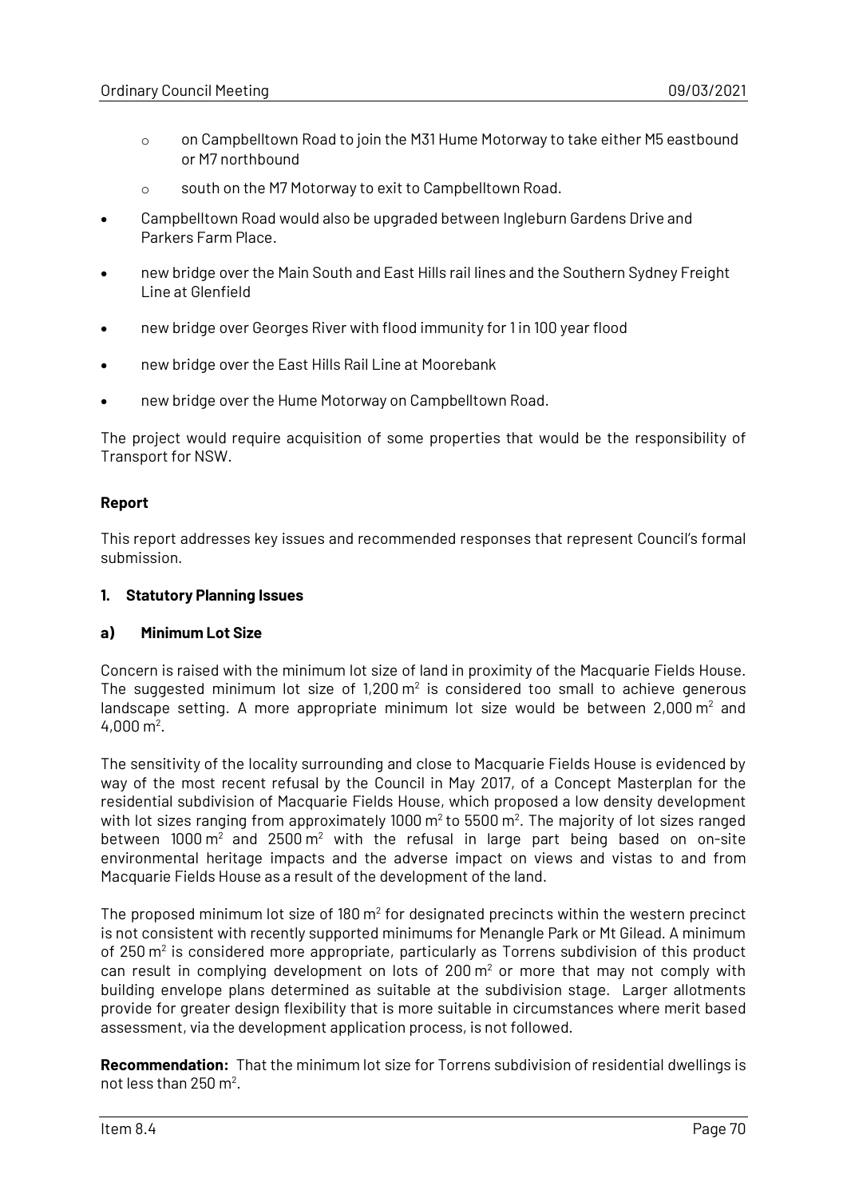- on Campbelltown Road to join the M31 Hume Motorway to take either M5 eastbound or M7 northbound
  - south on the M7 Motorway to exit to Campbelltown Road.
- Campbelltown Road would also be upgraded between Ingleburn Gardens Drive and Parkers Farm Place.
- new bridge over the Main South and East Hills rail lines and the Southern Sydney Freight Line at Glenfield
- new bridge over Georges River with flood immunity for 1 in 100 year flood
- new bridge over the East Hills Rail Line at Moorebank
- new bridge over the Hume Motorway on Campbelltown Road.

The project would require acquisition of some properties that would be the responsibility of Transport for NSW.

**Report**

This report addresses key issues and recommended responses that represent Council's formal submission.

**1. Statutory Planning Issues**

**a) Minimum Lot Size**

Concern is raised with the minimum lot size of land in proximity of the Macquarie Fields House. The suggested minimum lot size of 1,200 $m^2$ is considered too small to achieve generous landscape setting. A more appropriate minimum lot size would be between 2,000 $m^2$ and 4,000 $m^2$.

The sensitivity of the locality surrounding and close to Macquarie Fields House is evidenced by way of the most recent refusal by the Council in May 2017, of a Concept Masterplan for the residential subdivision of Macquarie Fields House, which proposed a low density development with lot sizes ranging from approximately 1000 $m^2$ to 5500 $m^2$. The majority of lot sizes ranged between 1000 $m^2$ and 2500 $m^2$ with the refusal in large part being based on on-site environmental heritage impacts and the adverse impact on views and vistas to and from Macquarie Fields House as a result of the development of the land.

The proposed minimum lot size of 180 $m^2$ for designated precincts within the western precinct is not consistent with recently supported minimums for Menangle Park or Mt Gilead. A minimum of 250 $m^2$ is considered more appropriate, particularly as Torrens subdivision of this product can result in complying development on lots of 200 $m^2$ or more that may not comply with building envelope plans determined as suitable at the subdivision stage. Larger allotments provide for greater design flexibility that is more suitable in circumstances where merit based assessment, via the development application process, is not followed.

**Recommendation:** That the minimum lot size for Torrens subdivision of residential dwellings is not less than 250 $m^2$.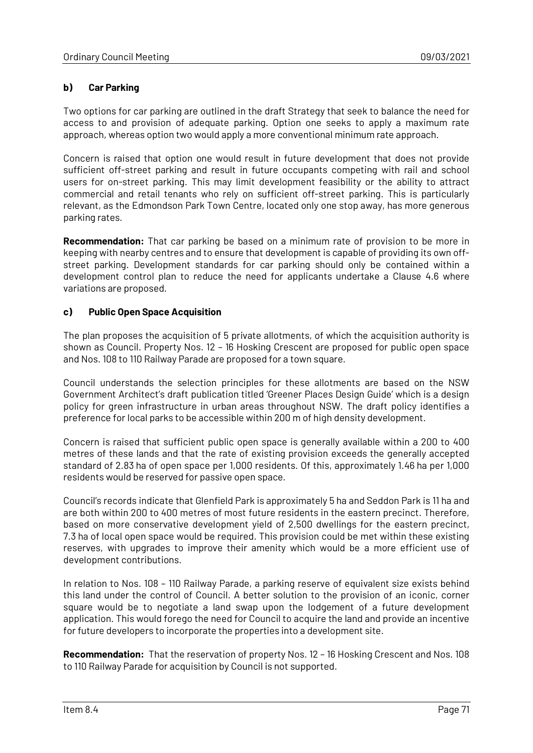### b) Car Parking

Two options for car parking are outlined in the draft Strategy that seek to balance the need for access to and provision of adequate parking. Option one seeks to apply a maximum rate approach, whereas option two would apply a more conventional minimum rate approach.

Concern is raised that option one would result in future development that does not provide sufficient off-street parking and result in future occupants competing with rail and school users for on-street parking. This may limit development feasibility or the ability to attract commercial and retail tenants who rely on sufficient off-street parking. This is particularly relevant, as the Edmondson Park Town Centre, located only one stop away, has more generous parking rates.

**Recommendation:** That car parking be based on a minimum rate of provision to be more in keeping with nearby centres and to ensure that development is capable of providing its own off-street parking. Development standards for car parking should only be contained within a development control plan to reduce the need for applicants undertake a Clause 4.6 where variations are proposed.

### c) Public Open Space Acquisition

The plan proposes the acquisition of 5 private allotments, of which the acquisition authority is shown as Council. Property Nos. 12 – 16 Hosking Crescent are proposed for public open space and Nos. 108 to 110 Railway Parade are proposed for a town square.

Council understands the selection principles for these allotments are based on the NSW Government Architect's draft publication titled 'Greener Places Design Guide' which is a design policy for green infrastructure in urban areas throughout NSW. The draft policy identifies a preference for local parks to be accessible within 200 m of high density development.

Concern is raised that sufficient public open space is generally available within a 200 to 400 metres of these lands and that the rate of existing provision exceeds the generally accepted standard of 2.83 ha of open space per 1,000 residents. Of this, approximately 1.46 ha per 1,000 residents would be reserved for passive open space.

Council's records indicate that Glenfield Park is approximately 5 ha and Seddon Park is 11 ha and are both within 200 to 400 metres of most future residents in the eastern precinct. Therefore, based on more conservative development yield of 2,500 dwellings for the eastern precinct, 7.3 ha of local open space would be required. This provision could be met within these existing reserves, with upgrades to improve their amenity which would be a more efficient use of development contributions.

In relation to Nos. 108 – 110 Railway Parade, a parking reserve of equivalent size exists behind this land under the control of Council. A better solution to the provision of an iconic, corner square would be to negotiate a land swap upon the lodgement of a future development application. This would forego the need for Council to acquire the land and provide an incentive for future developers to incorporate the properties into a development site.

**Recommendation:** That the reservation of property Nos. 12 – 16 Hosking Crescent and Nos. 108 to 110 Railway Parade for acquisition by Council is not supported.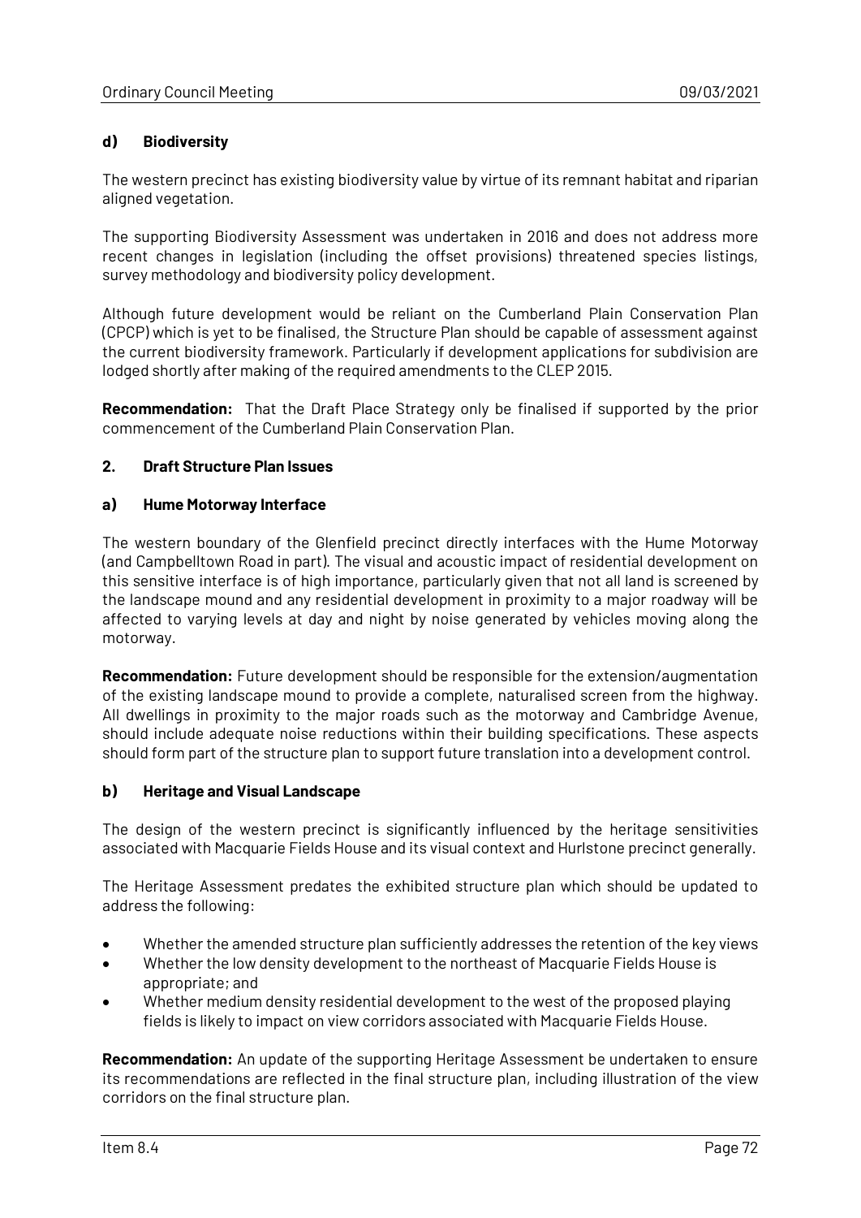### d) Biodiversity

The western precinct has existing biodiversity value by virtue of its remnant habitat and riparian aligned vegetation.

The supporting Biodiversity Assessment was undertaken in 2016 and does not address more recent changes in legislation (including the offset provisions) threatened species listings, survey methodology and biodiversity policy development.

Although future development would be reliant on the Cumberland Plain Conservation Plan (CPCP) which is yet to be finalised, the Structure Plan should be capable of assessment against the current biodiversity framework. Particularly if development applications for subdivision are lodged shortly after making of the required amendments to the CLEP 2015.

**Recommendation:** That the Draft Place Strategy only be finalised if supported by the prior commencement of the Cumberland Plain Conservation Plan.

## 2. Draft Structure Plan Issues

### a) Hume Motorway Interface

The western boundary of the Glenfield precinct directly interfaces with the Hume Motorway (and Campbelltown Road in part). The visual and acoustic impact of residential development on this sensitive interface is of high importance, particularly given that not all land is screened by the landscape mound and any residential development in proximity to a major roadway will be affected to varying levels at day and night by noise generated by vehicles moving along the motorway.

**Recommendation:** Future development should be responsible for the extension/augmentation of the existing landscape mound to provide a complete, naturalised screen from the highway. All dwellings in proximity to the major roads such as the motorway and Cambridge Avenue, should include adequate noise reductions within their building specifications. These aspects should form part of the structure plan to support future translation into a development control.

### b) Heritage and Visual Landscape

The design of the western precinct is significantly influenced by the heritage sensitivities associated with Macquarie Fields House and its visual context and Hurlstone precinct generally.

The Heritage Assessment predates the exhibited structure plan which should be updated to address the following:

- Whether the amended structure plan sufficiently addresses the retention of the key views
- Whether the low density development to the northeast of Macquarie Fields House is appropriate; and
- Whether medium density residential development to the west of the proposed playing fields is likely to impact on view corridors associated with Macquarie Fields House.

**Recommendation:** An update of the supporting Heritage Assessment be undertaken to ensure its recommendations are reflected in the final structure plan, including illustration of the view corridors on the final structure plan.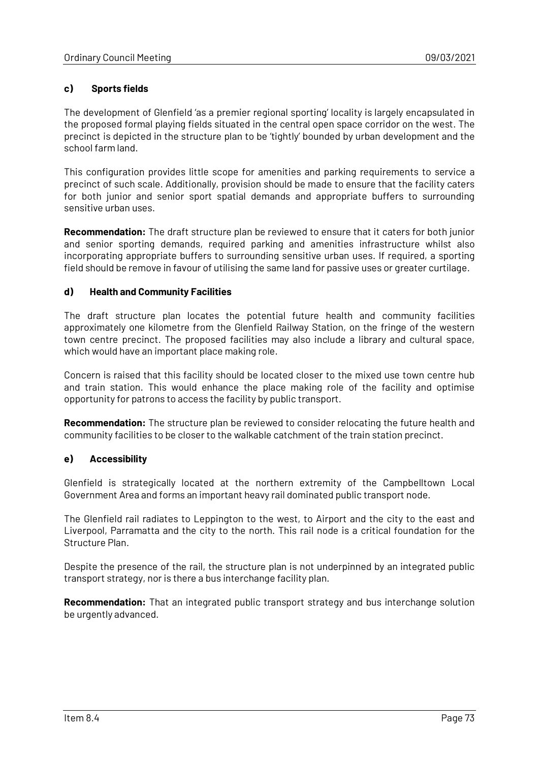### c) Sports fields

The development of Glenfield 'as a premier regional sporting' locality is largely encapsulated in the proposed formal playing fields situated in the central open space corridor on the west. The precinct is depicted in the structure plan to be 'tightly' bounded by urban development and the school farm land.

This configuration provides little scope for amenities and parking requirements to service a precinct of such scale. Additionally, provision should be made to ensure that the facility caters for both junior and senior sport spatial demands and appropriate buffers to surrounding sensitive urban uses.

**Recommendation:** The draft structure plan be reviewed to ensure that it caters for both junior and senior sporting demands, required parking and amenities infrastructure whilst also incorporating appropriate buffers to surrounding sensitive urban uses. If required, a sporting field should be remove in favour of utilising the same land for passive uses or greater curtilage.

### d) Health and Community Facilities

The draft structure plan locates the potential future health and community facilities approximately one kilometre from the Glenfield Railway Station, on the fringe of the western town centre precinct. The proposed facilities may also include a library and cultural space, which would have an important place making role.

Concern is raised that this facility should be located closer to the mixed use town centre hub and train station. This would enhance the place making role of the facility and optimise opportunity for patrons to access the facility by public transport.

**Recommendation:** The structure plan be reviewed to consider relocating the future health and community facilities to be closer to the walkable catchment of the train station precinct.

### e) Accessibility

Glenfield is strategically located at the northern extremity of the Campbelltown Local Government Area and forms an important heavy rail dominated public transport node.

The Glenfield rail radiates to Leppington to the west, to Airport and the city to the east and Liverpool, Parramatta and the city to the north. This rail node is a critical foundation for the Structure Plan.

Despite the presence of the rail, the structure plan is not underpinned by an integrated public transport strategy, nor is there a bus interchange facility plan.

**Recommendation:** That an integrated public transport strategy and bus interchange solution be urgently advanced.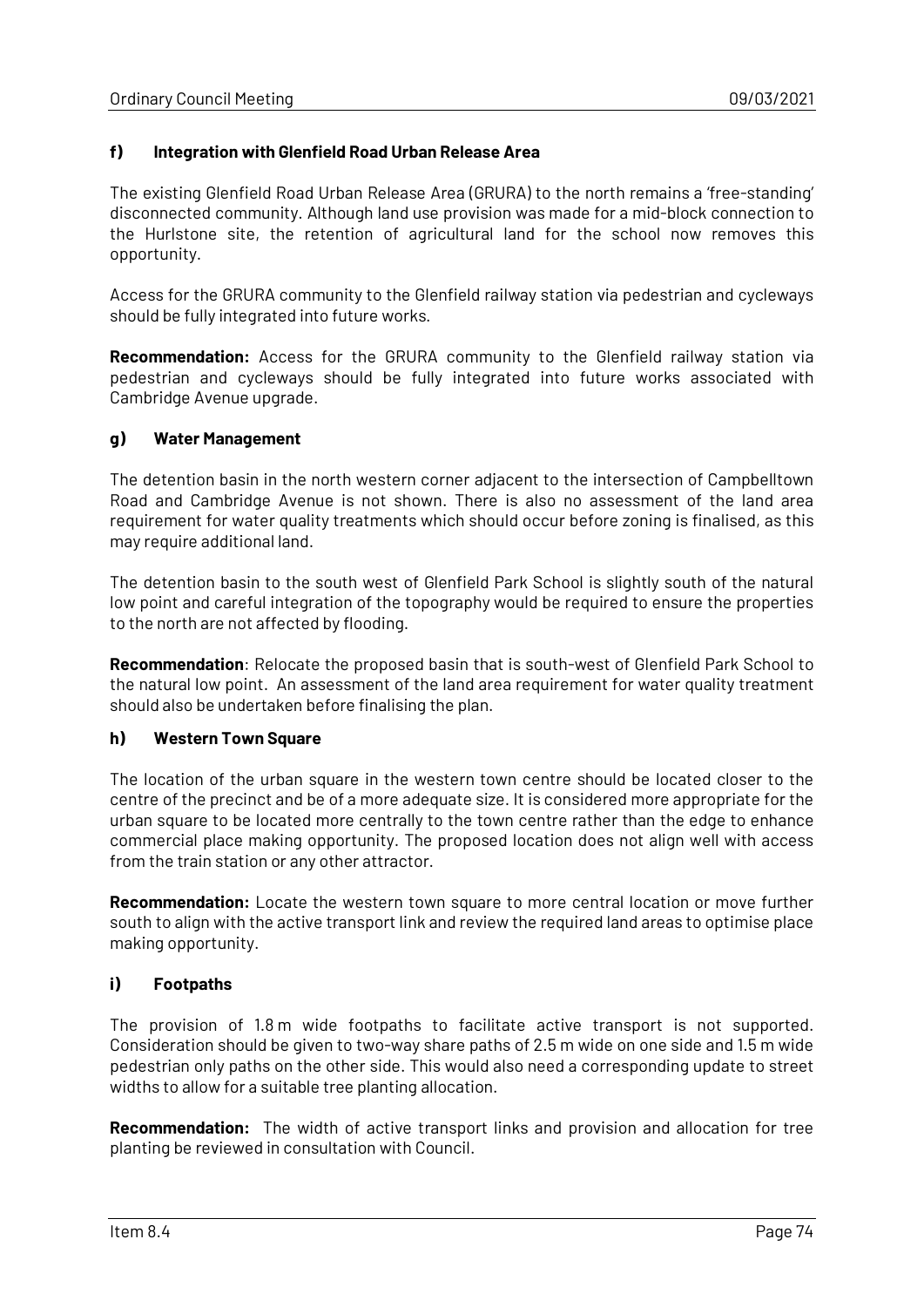### f) Integration with Glenfield Road Urban Release Area

The existing Glenfield Road Urban Release Area (GRURA) to the north remains a 'free-standing' disconnected community. Although land use provision was made for a mid-block connection to the Hurlstone site, the retention of agricultural land for the school now removes this opportunity.

Access for the GRURA community to the Glenfield railway station via pedestrian and cycleways should be fully integrated into future works.

**Recommendation:** Access for the GRURA community to the Glenfield railway station via pedestrian and cycleways should be fully integrated into future works associated with Cambridge Avenue upgrade.

### g) Water Management

The detention basin in the north western corner adjacent to the intersection of Campbelltown Road and Cambridge Avenue is not shown. There is also no assessment of the land area requirement for water quality treatments which should occur before zoning is finalised, as this may require additional land.

The detention basin to the south west of Glenfield Park School is slightly south of the natural low point and careful integration of the topography would be required to ensure the properties to the north are not affected by flooding.

**Recommendation**: Relocate the proposed basin that is south-west of Glenfield Park School to the natural low point. An assessment of the land area requirement for water quality treatment should also be undertaken before finalising the plan.

### h) Western Town Square

The location of the urban square in the western town centre should be located closer to the centre of the precinct and be of a more adequate size. It is considered more appropriate for the urban square to be located more centrally to the town centre rather than the edge to enhance commercial place making opportunity. The proposed location does not align well with access from the train station or any other attractor.

**Recommendation:** Locate the western town square to more central location or move further south to align with the active transport link and review the required land areas to optimise place making opportunity.

### i) Footpaths

The provision of 1.8 m wide footpaths to facilitate active transport is not supported. Consideration should be given to two-way share paths of 2.5 m wide on one side and 1.5 m wide pedestrian only paths on the other side. This would also need a corresponding update to street widths to allow for a suitable tree planting allocation.

**Recommendation:** The width of active transport links and provision and allocation for tree planting be reviewed in consultation with Council.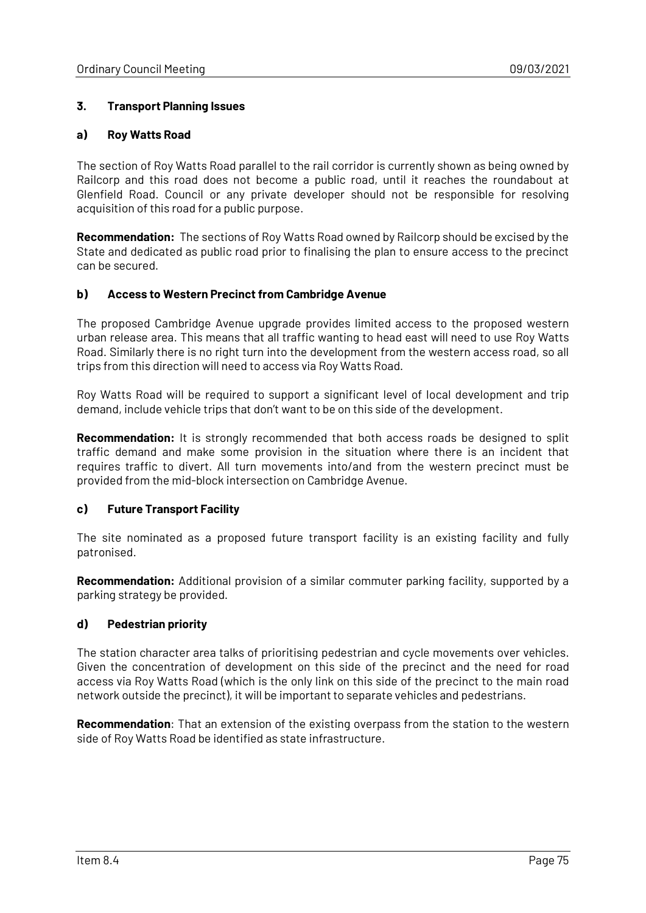## 3. Transport Planning Issues

### a) Roy Watts Road

The section of Roy Watts Road parallel to the rail corridor is currently shown as being owned by Railcorp and this road does not become a public road, until it reaches the roundabout at Glenfield Road. Council or any private developer should not be responsible for resolving acquisition of this road for a public purpose.

**Recommendation:** The sections of Roy Watts Road owned by Railcorp should be excised by the State and dedicated as public road prior to finalising the plan to ensure access to the precinct can be secured.

### b) Access to Western Precinct from Cambridge Avenue

The proposed Cambridge Avenue upgrade provides limited access to the proposed western urban release area. This means that all traffic wanting to head east will need to use Roy Watts Road. Similarly there is no right turn into the development from the western access road, so all trips from this direction will need to access via Roy Watts Road.

Roy Watts Road will be required to support a significant level of local development and trip demand, include vehicle trips that don't want to be on this side of the development.

**Recommendation:** It is strongly recommended that both access roads be designed to split traffic demand and make some provision in the situation where there is an incident that requires traffic to divert. All turn movements into/and from the western precinct must be provided from the mid-block intersection on Cambridge Avenue.

### c) Future Transport Facility

The site nominated as a proposed future transport facility is an existing facility and fully patronised.

**Recommendation:** Additional provision of a similar commuter parking facility, supported by a parking strategy be provided.

### d) Pedestrian priority

The station character area talks of prioritising pedestrian and cycle movements over vehicles. Given the concentration of development on this side of the precinct and the need for road access via Roy Watts Road (which is the only link on this side of the precinct to the main road network outside the precinct), it will be important to separate vehicles and pedestrians.

**Recommendation**: That an extension of the existing overpass from the station to the western side of Roy Watts Road be identified as state infrastructure.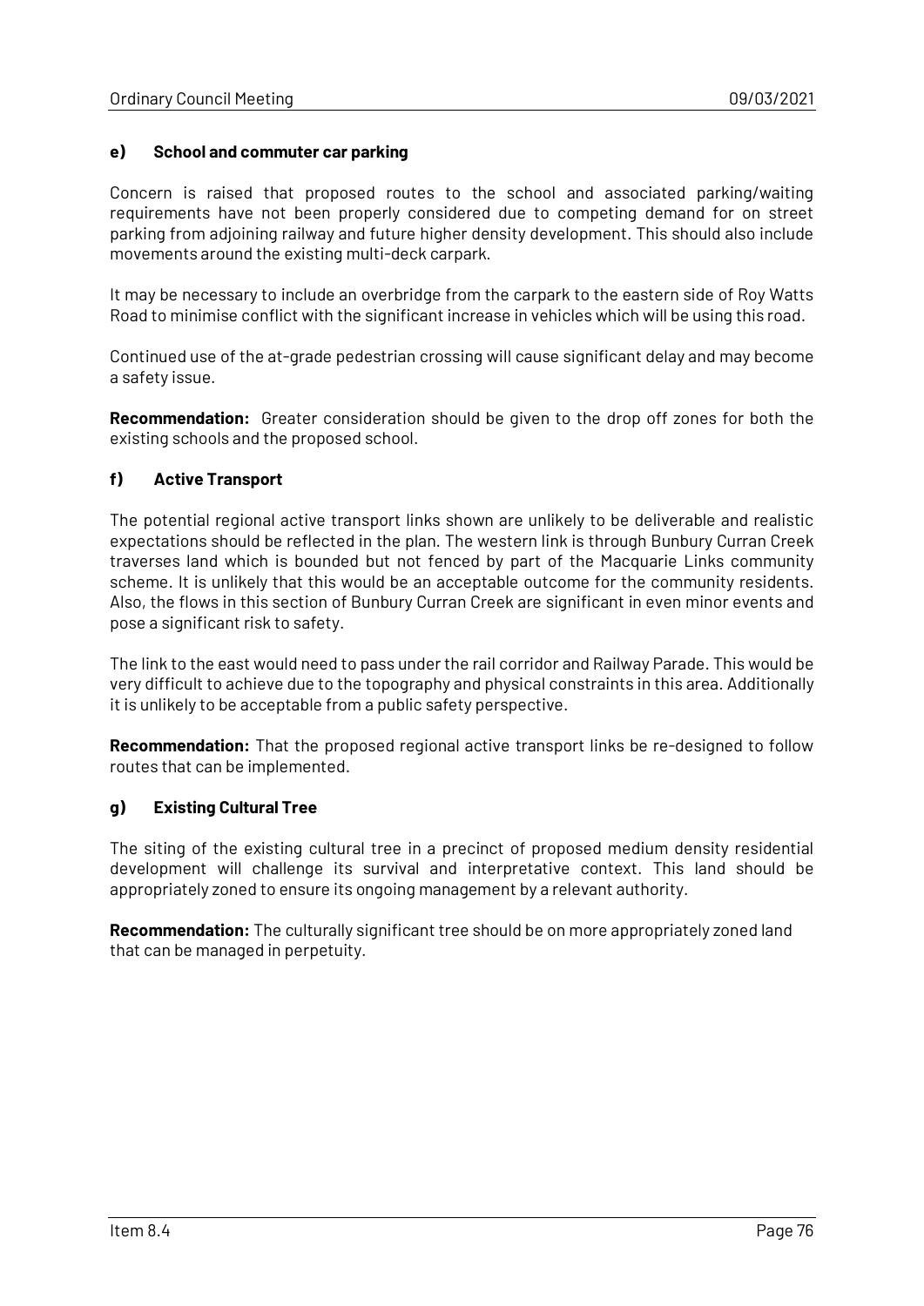### e) School and commuter car parking

Concern is raised that proposed routes to the school and associated parking/waiting requirements have not been properly considered due to competing demand for on street parking from adjoining railway and future higher density development. This should also include movements around the existing multi-deck carpark.

It may be necessary to include an overbridge from the carpark to the eastern side of Roy Watts Road to minimise conflict with the significant increase in vehicles which will be using this road.

Continued use of the at-grade pedestrian crossing will cause significant delay and may become a safety issue.

**Recommendation:** Greater consideration should be given to the drop off zones for both the existing schools and the proposed school.

### f) Active Transport

The potential regional active transport links shown are unlikely to be deliverable and realistic expectations should be reflected in the plan. The western link is through Bunbury Curran Creek traverses land which is bounded but not fenced by part of the Macquarie Links community scheme. It is unlikely that this would be an acceptable outcome for the community residents. Also, the flows in this section of Bunbury Curran Creek are significant in even minor events and pose a significant risk to safety.

The link to the east would need to pass under the rail corridor and Railway Parade. This would be very difficult to achieve due to the topography and physical constraints in this area. Additionally it is unlikely to be acceptable from a public safety perspective.

**Recommendation:** That the proposed regional active transport links be re-designed to follow routes that can be implemented.

### g) Existing Cultural Tree

The siting of the existing cultural tree in a precinct of proposed medium density residential development will challenge its survival and interpretative context. This land should be appropriately zoned to ensure its ongoing management by a relevant authority.

**Recommendation:** The culturally significant tree should be on more appropriately zoned land that can be managed in perpetuity.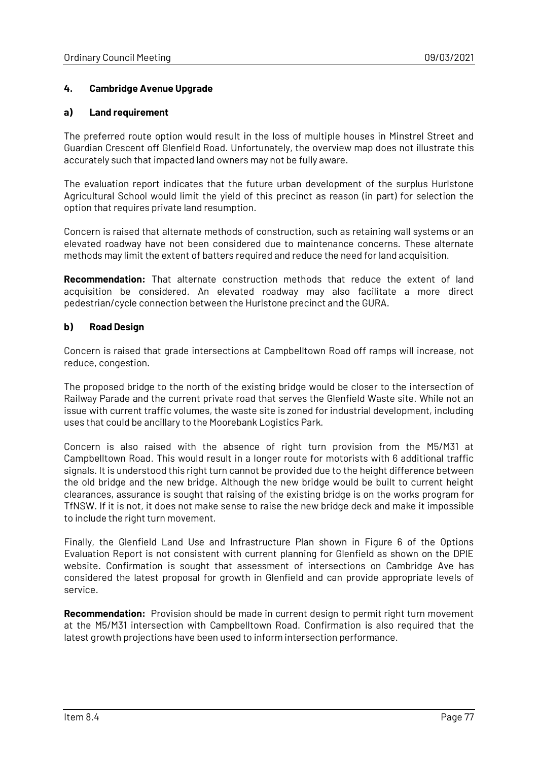## 4. Cambridge Avenue Upgrade

### a) Land requirement

The preferred route option would result in the loss of multiple houses in Minstrel Street and Guardian Crescent off Glenfield Road. Unfortunately, the overview map does not illustrate this accurately such that impacted land owners may not be fully aware.

The evaluation report indicates that the future urban development of the surplus Hurlstone Agricultural School would limit the yield of this precinct as reason (in part) for selection the option that requires private land resumption.

Concern is raised that alternate methods of construction, such as retaining wall systems or an elevated roadway have not been considered due to maintenance concerns. These alternate methods may limit the extent of batters required and reduce the need for land acquisition.

**Recommendation:** That alternate construction methods that reduce the extent of land acquisition be considered. An elevated roadway may also facilitate a more direct pedestrian/cycle connection between the Hurlstone precinct and the GURA.

### b) Road Design

Concern is raised that grade intersections at Campbelltown Road off ramps will increase, not reduce, congestion.

The proposed bridge to the north of the existing bridge would be closer to the intersection of Railway Parade and the current private road that serves the Glenfield Waste site. While not an issue with current traffic volumes, the waste site is zoned for industrial development, including uses that could be ancillary to the Moorebank Logistics Park.

Concern is also raised with the absence of right turn provision from the M5/M31 at Campbelltown Road. This would result in a longer route for motorists with 6 additional traffic signals. It is understood this right turn cannot be provided due to the height difference between the old bridge and the new bridge. Although the new bridge would be built to current height clearances, assurance is sought that raising of the existing bridge is on the works program for TfNSW. If it is not, it does not make sense to raise the new bridge deck and make it impossible to include the right turn movement.

Finally, the Glenfield Land Use and Infrastructure Plan shown in Figure 6 of the Options Evaluation Report is not consistent with current planning for Glenfield as shown on the DPIE website. Confirmation is sought that assessment of intersections on Cambridge Ave has considered the latest proposal for growth in Glenfield and can provide appropriate levels of service.

**Recommendation:** Provision should be made in current design to permit right turn movement at the M5/M31 intersection with Campbelltown Road. Confirmation is also required that the latest growth projections have been used to inform intersection performance.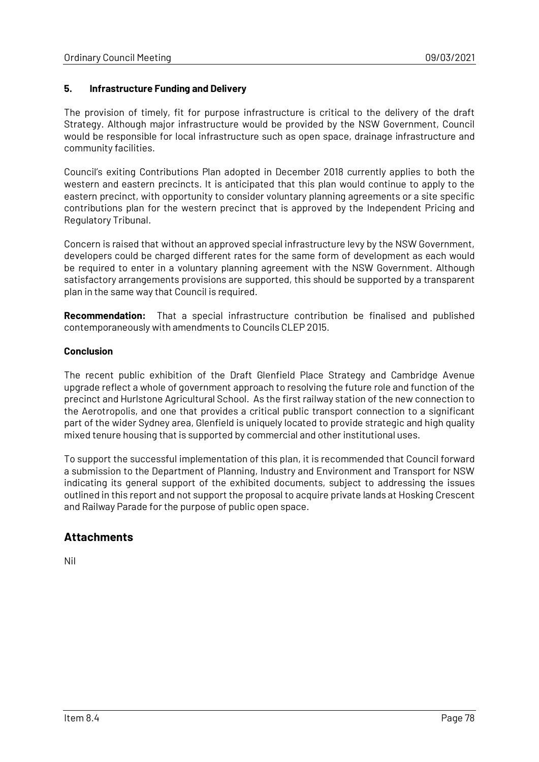### 5. Infrastructure Funding and Delivery

The provision of timely, fit for purpose infrastructure is critical to the delivery of the draft Strategy. Although major infrastructure would be provided by the NSW Government, Council would be responsible for local infrastructure such as open space, drainage infrastructure and community facilities.

Council's exiting Contributions Plan adopted in December 2018 currently applies to both the western and eastern precincts. It is anticipated that this plan would continue to apply to the eastern precinct, with opportunity to consider voluntary planning agreements or a site specific contributions plan for the western precinct that is approved by the Independent Pricing and Regulatory Tribunal.

Concern is raised that without an approved special infrastructure levy by the NSW Government, developers could be charged different rates for the same form of development as each would be required to enter in a voluntary planning agreement with the NSW Government. Although satisfactory arrangements provisions are supported, this should be supported by a transparent plan in the same way that Council is required.

**Recommendation:** That a special infrastructure contribution be finalised and published contemporaneously with amendments to Councils CLEP 2015.

### Conclusion

The recent public exhibition of the Draft Glenfield Place Strategy and Cambridge Avenue upgrade reflect a whole of government approach to resolving the future role and function of the precinct and Hurlstone Agricultural School. As the first railway station of the new connection to the Aerotropolis, and one that provides a critical public transport connection to a significant part of the wider Sydney area, Glenfield is uniquely located to provide strategic and high quality mixed tenure housing that is supported by commercial and other institutional uses.

To support the successful implementation of this plan, it is recommended that Council forward a submission to the Department of Planning, Industry and Environment and Transport for NSW indicating its general support of the exhibited documents, subject to addressing the issues outlined in this report and not support the proposal to acquire private lands at Hosking Crescent and Railway Parade for the purpose of public open space.

## Attachments

Nil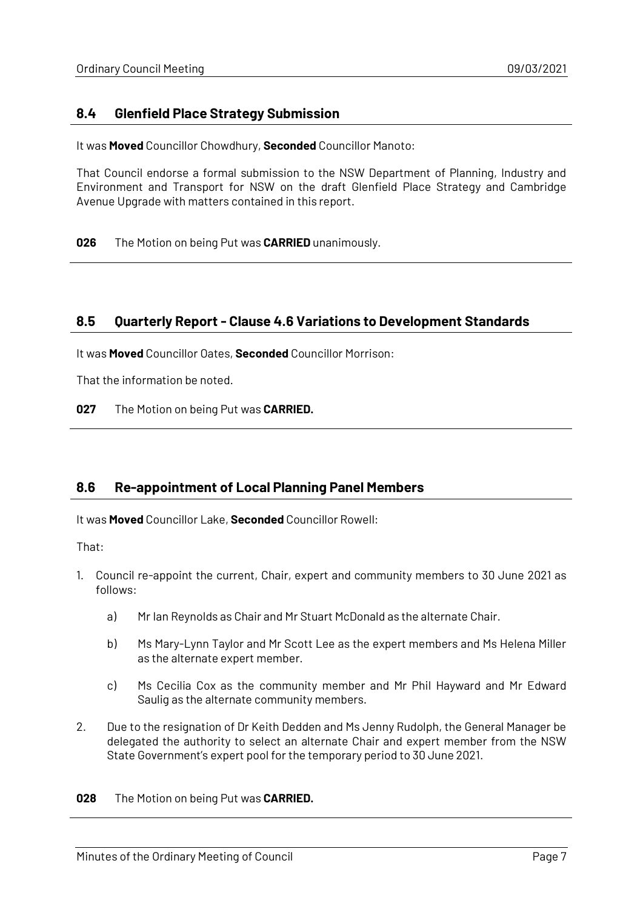## 8.4 Glenfield Place Strategy Submission

It was **Moved** Councillor Chowdhury, **Seconded** Councillor Manoto:

That Council endorse a formal submission to the NSW Department of Planning, Industry and Environment and Transport for NSW on the draft Glenfield Place Strategy and Cambridge Avenue Upgrade with matters contained in this report.

**026** The Motion on being Put was **CARRIED** unanimously.

## 8.5 Quarterly Report - Clause 4.6 Variations to Development Standards

It was **Moved** Councillor Oates, **Seconded** Councillor Morrison:

That the information be noted.

**027** The Motion on being Put was **CARRIED.**

## 8.6 Re-appointment of Local Planning Panel Members

It was **Moved** Councillor Lake, **Seconded** Councillor Rowell:

That:

1. Council re-appoint the current, Chair, expert and community members to 30 June 2021 as follows:
    a) Mr Ian Reynolds as Chair and Mr Stuart McDonald as the alternate Chair.
    b) Ms Mary-Lynn Taylor and Mr Scott Lee as the expert members and Ms Helena Miller as the alternate expert member.
    c) Ms Cecilia Cox as the community member and Mr Phil Hayward and Mr Edward Saulig as the alternate community members.
2. Due to the resignation of Dr Keith Dedden and Ms Jenny Rudolph, the General Manager be delegated the authority to select an alternate Chair and expert member from the NSW State Government's expert pool for the temporary period to 30 June 2021.

**028** The Motion on being Put was **CARRIED.**